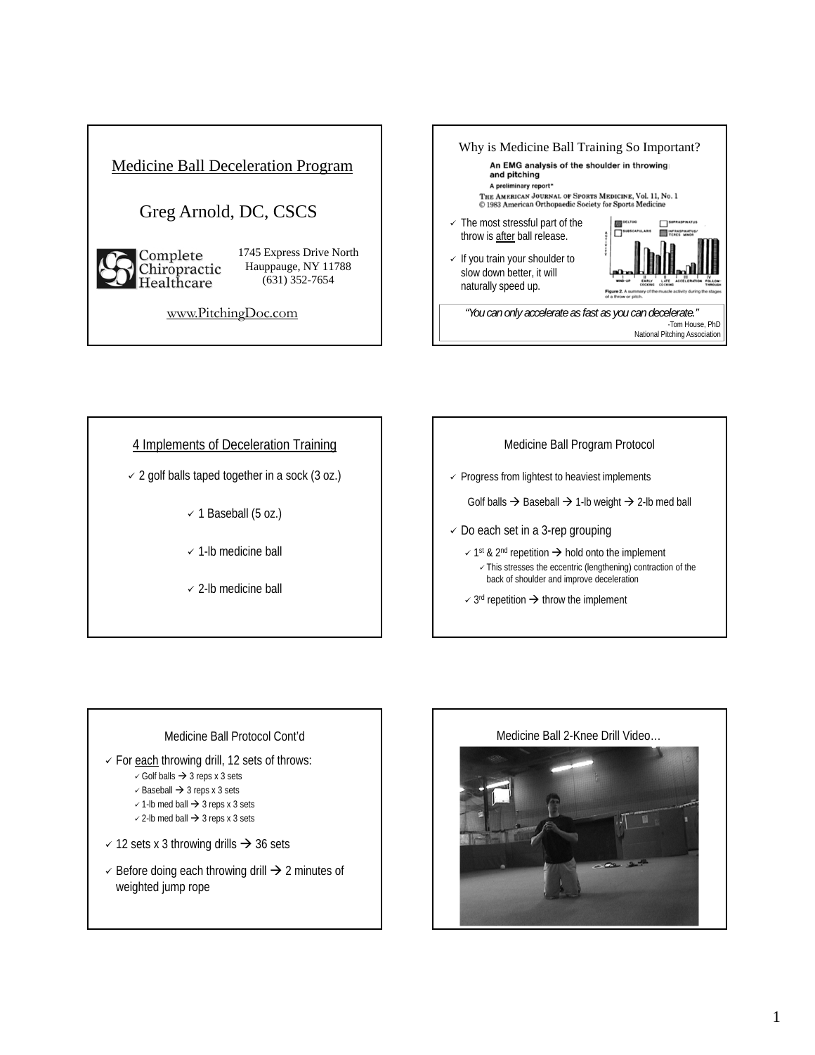## Medicine Ball Deceleration Program

Greg Arnold, DC, CSCS

Complete Chiropractic Healthcare

1745 Express Drive North
Hauppauge, NY 11788
(631) 352-7654

www.PitchingDoc.com

---

## Why is Medicine Ball Training So Important?

**An EMG analysis of the shoulder in throwing and pitching**
A preliminary report*
THE AMERICAN JOURNAL OF SPORTS MEDICINE, Vol. 11, No. 1
© 1983 American Orthopaedic Society for Sports Medicine

- ✓ The most stressful part of the throw is after ball release.
- ✓ If you train your shoulder to slow down better, it will naturally speed up.

DELTOID
SUPRASPINATUS
SUBSCAPULARIS
INFRASPINATUS/TERES MINOR
ACTIVITY
I WIND-UP
II EARLY COCKING
III LATE COCKING
IV ACCELERATION
V FOLLOW-THROUGH

Figure 2. A summary of the muscle activity during the stages of a throw or pitch.

*"You can only accelerate as fast as you can decelerate."*
-Tom House, PhD
National Pitching Association

---

## 4 Implements of Deceleration Training

- ✓ 2 golf balls taped together in a sock (3 oz.)
- ✓ 1 Baseball (5 oz.)
- ✓ 1-lb medicine ball
- ✓ 2-lb medicine ball

---

## Medicine Ball Program Protocol

- ✓ Progress from lightest to heaviest implements

  Golf balls → Baseball → 1-lb weight → 2-lb med ball

- ✓ Do each set in a 3-rep grouping
  - ✓ 1st & 2nd repetition → hold onto the implement
    - ✓ This stresses the eccentric (lengthening) contraction of the back of shoulder and improve deceleration
  - ✓ 3rd repetition → throw the implement

---

## Medicine Ball Protocol Cont'd

- ✓ For each throwing drill, 12 sets of throws:
  - ✓ Golf balls → 3 reps x 3 sets
  - ✓ Baseball → 3 reps x 3 sets
  - ✓ 1-lb med ball → 3 reps x 3 sets
  - ✓ 2-lb med ball → 3 reps x 3 sets
- ✓ 12 sets x 3 throwing drills → 36 sets
- ✓ Before doing each throwing drill → 2 minutes of weighted jump rope

---

## Medicine Ball 2-Knee Drill Video…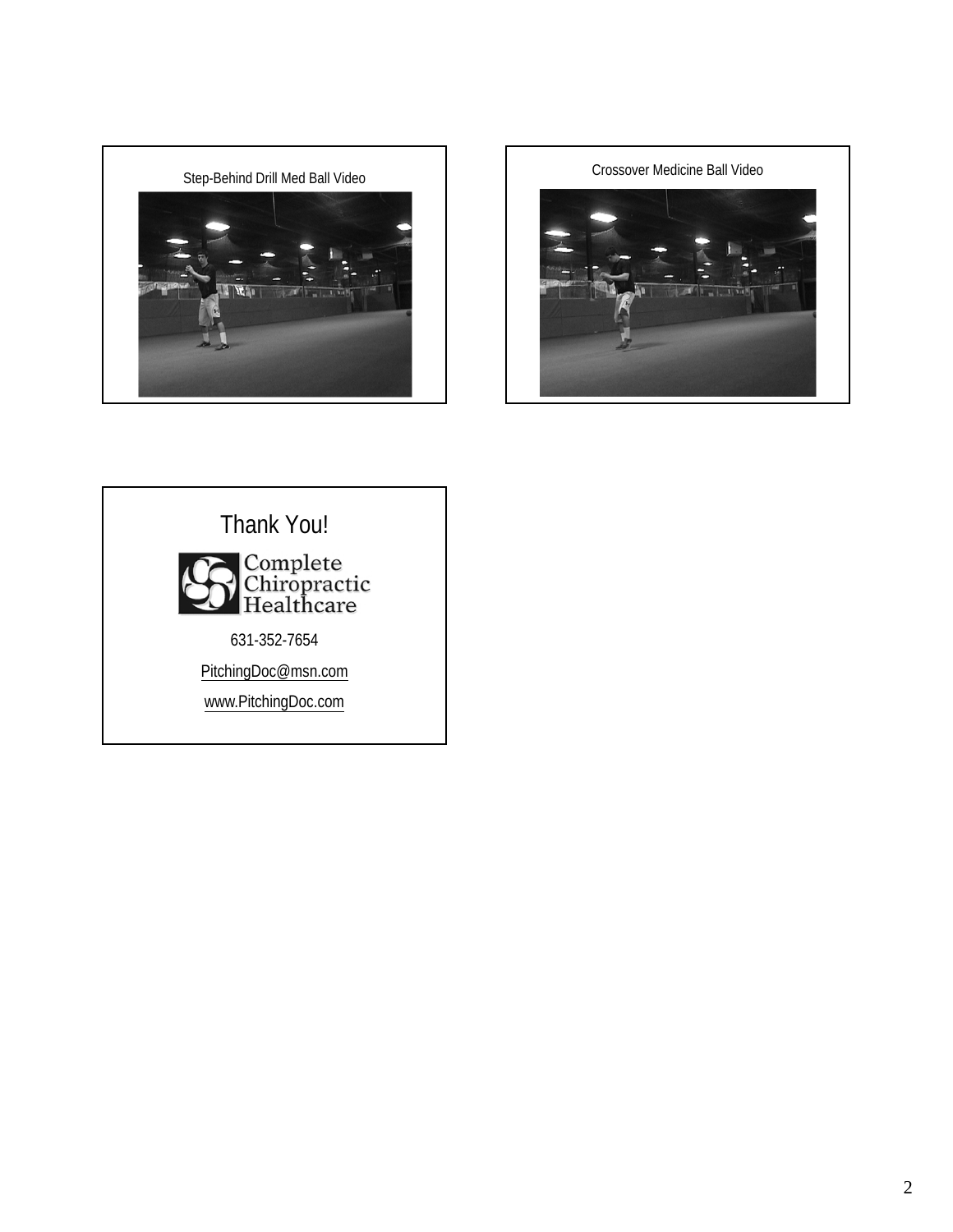Step-Behind Drill Med Ball Video

Crossover Medicine Ball Video

# Thank You!

Complete Chiropractic Healthcare

631-352-7654

PitchingDoc@msn.com

www.PitchingDoc.com